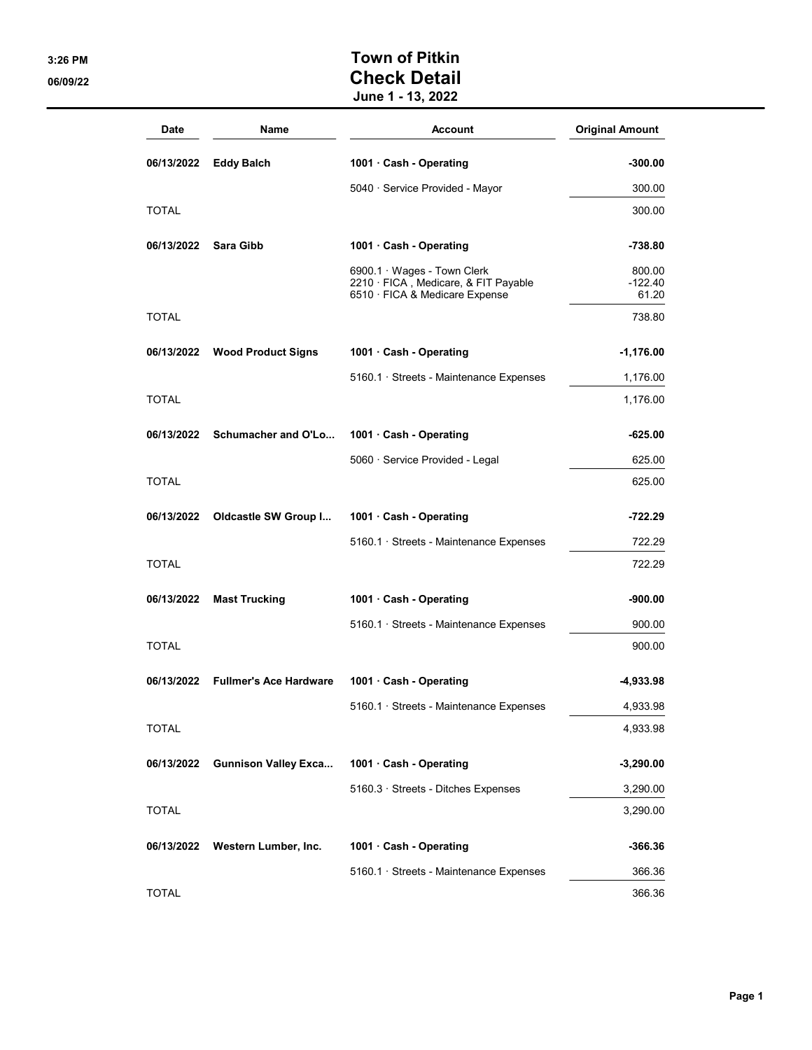# Town of Pitkin

## Check Detail

**June 1 - 13, 2022**

| Date | Name | Account | Original Amount |
|---|---|---|---|
| **06/13/2022** | **Eddy Balch** | **1001 · Cash - Operating** | **-300.00** |
| | | 5040 · Service Provided - Mayor | 300.00 |
| TOTAL | | | 300.00 |
| **06/13/2022** | **Sara Gibb** | **1001 · Cash - Operating** | **-738.80** |
| | | 6900.1 · Wages - Town Clerk | 800.00 |
| | | 2210 · FICA , Medicare, & FIT Payable | -122.40 |
| | | 6510 · FICA & Medicare Expense | 61.20 |
| TOTAL | | | 738.80 |
| **06/13/2022** | **Wood Product Signs** | **1001 · Cash - Operating** | **-1,176.00** |
| | | 5160.1 · Streets - Maintenance Expenses | 1,176.00 |
| TOTAL | | | 1,176.00 |
| **06/13/2022** | **Schumacher and O'Lo...** | **1001 · Cash - Operating** | **-625.00** |
| | | 5060 · Service Provided - Legal | 625.00 |
| TOTAL | | | 625.00 |
| **06/13/2022** | **Oldcastle SW Group I...** | **1001 · Cash - Operating** | **-722.29** |
| | | 5160.1 · Streets - Maintenance Expenses | 722.29 |
| TOTAL | | | 722.29 |
| **06/13/2022** | **Mast Trucking** | **1001 · Cash - Operating** | **-900.00** |
| | | 5160.1 · Streets - Maintenance Expenses | 900.00 |
| TOTAL | | | 900.00 |
| **06/13/2022** | **Fullmer's Ace Hardware** | **1001 · Cash - Operating** | **-4,933.98** |
| | | 5160.1 · Streets - Maintenance Expenses | 4,933.98 |
| TOTAL | | | 4,933.98 |
| **06/13/2022** | **Gunnison Valley Exca...** | **1001 · Cash - Operating** | **-3,290.00** |
| | | 5160.3 · Streets - Ditches Expenses | 3,290.00 |
| TOTAL | | | 3,290.00 |
| **06/13/2022** | **Western Lumber, Inc.** | **1001 · Cash - Operating** | **-366.36** |
| | | 5160.1 · Streets - Maintenance Expenses | 366.36 |
| TOTAL | | | 366.36 |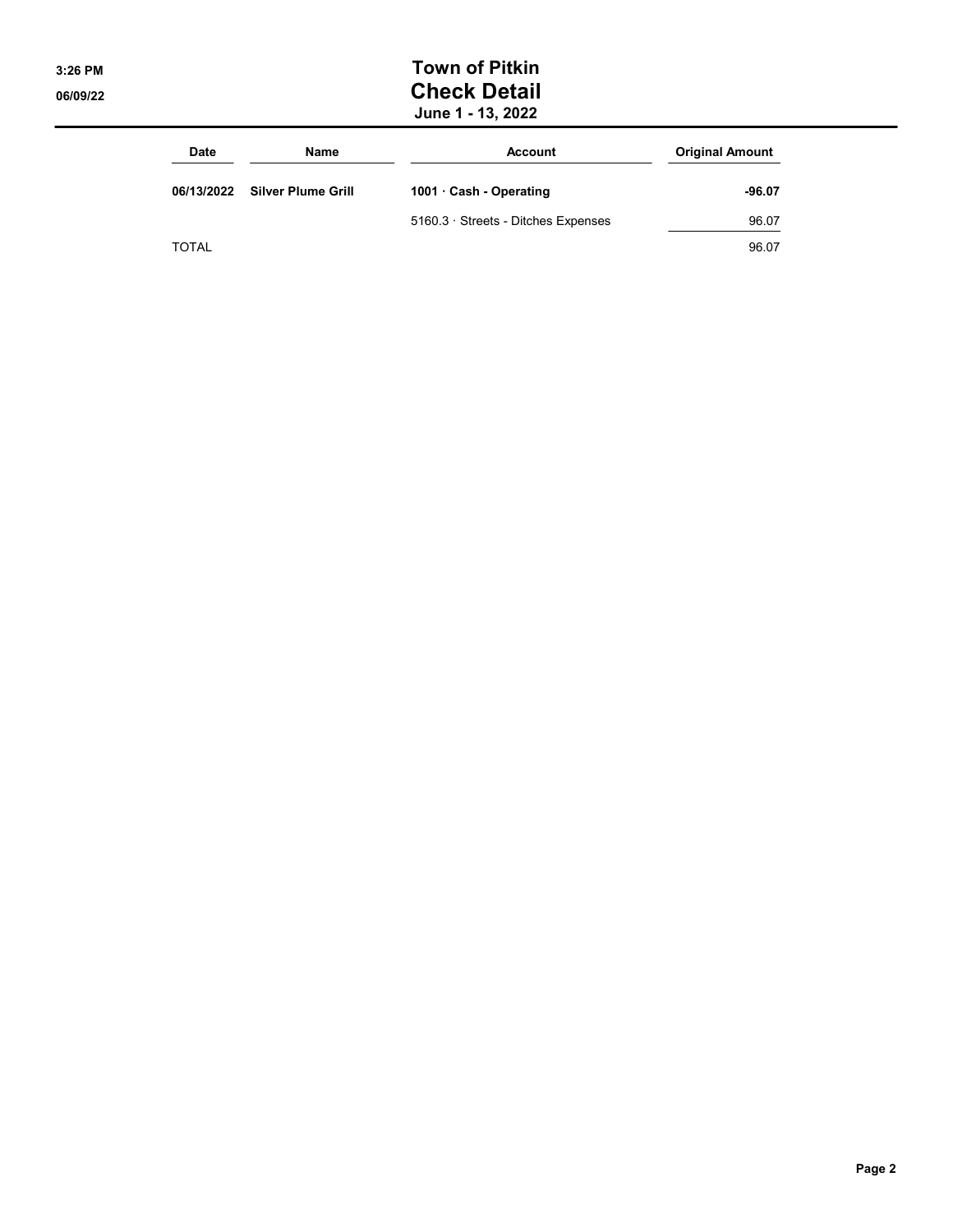# Town of Pitkin

## Check Detail

### June 1 - 13, 2022

| Date | Name | Account | Original Amount |
|---|---|---|---|
| **06/13/2022** | **Silver Plume Grill** | **1001 · Cash - Operating** | **-96.07** |
| | | 5160.3 · Streets - Ditches Expenses | 96.07 |
| TOTAL | | | 96.07 |